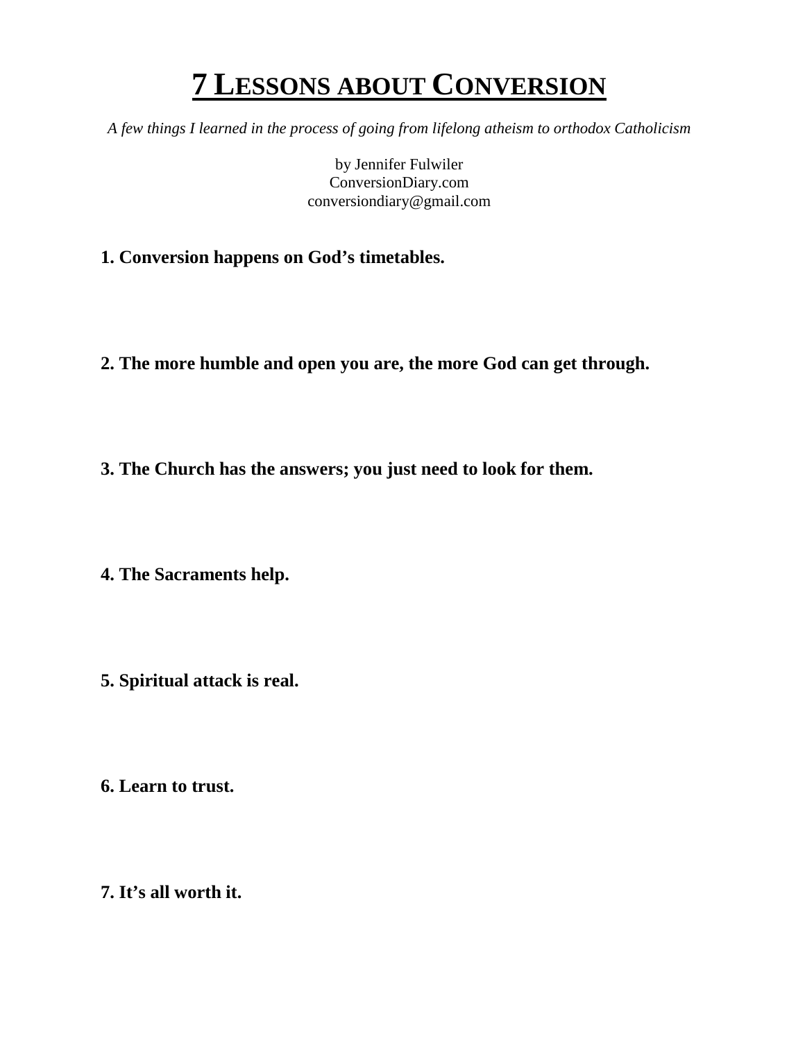# 7 LESSONS ABOUT CONVERSION

*A few things I learned in the process of going from lifelong atheism to orthodox Catholicism*

by Jennifer Fulwiler
ConversionDiary.com
conversiondiary@gmail.com

**1. Conversion happens on God's timetables.**

**2. The more humble and open you are, the more God can get through.**

**3. The Church has the answers; you just need to look for them.**

**4. The Sacraments help.**

**5. Spiritual attack is real.**

**6. Learn to trust.**

**7. It's all worth it.**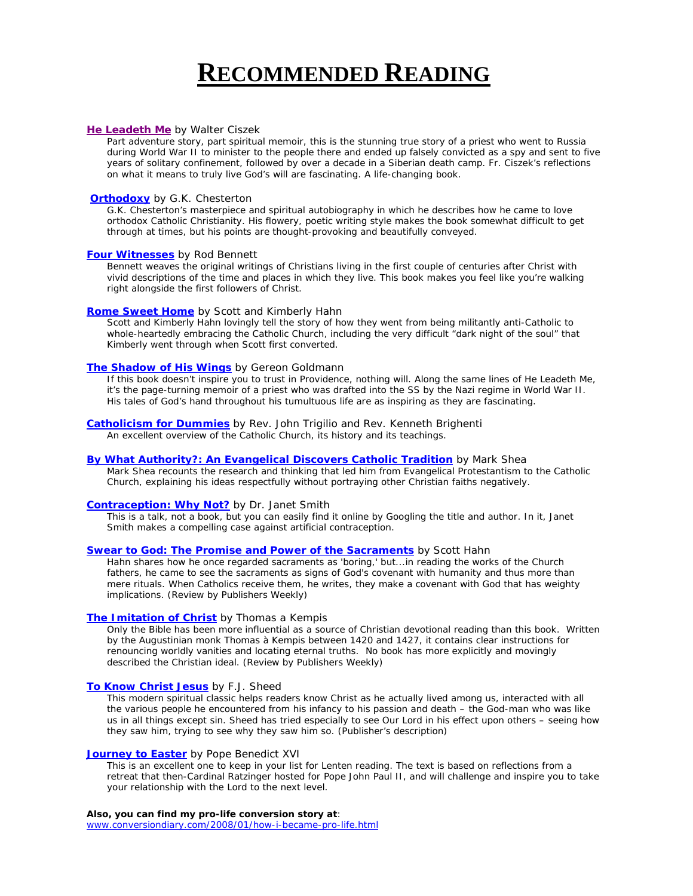# RECOMMENDED READING

**He Leadeth Me** by Walter Ciszek

Part adventure story, part spiritual memoir, this is the stunning true story of a priest who went to Russia during World War II to minister to the people there and ended up falsely convicted as a spy and sent to five years of solitary confinement, followed by over a decade in a Siberian death camp. Fr. Ciszek's reflections on what it means to truly live God's will are fascinating. A life-changing book.

**Orthodoxy** by G.K. Chesterton

G.K. Chesterton's masterpiece and spiritual autobiography in which he describes how he came to love orthodox Catholic Christianity. His flowery, poetic writing style makes the book somewhat difficult to get through at times, but his points are thought-provoking and beautifully conveyed.

**Four Witnesses** by Rod Bennett

Bennett weaves the original writings of Christians living in the first couple of centuries after Christ with vivid descriptions of the time and places in which they live. This book makes you feel like you're walking right alongside the first followers of Christ.

**Rome Sweet Home** by Scott and Kimberly Hahn

Scott and Kimberly Hahn lovingly tell the story of how they went from being militantly anti-Catholic to whole-heartedly embracing the Catholic Church, including the very difficult "dark night of the soul" that Kimberly went through when Scott first converted.

**The Shadow of His Wings** by Gereon Goldmann

If this book doesn't inspire you to trust in Providence, nothing will. Along the same lines of He Leadeth Me, it's the page-turning memoir of a priest who was drafted into the SS by the Nazi regime in World War II. His tales of God's hand throughout his tumultuous life are as inspiring as they are fascinating.

**Catholicism for Dummies** by Rev. John Trigilio and Rev. Kenneth Brighenti

An excellent overview of the Catholic Church, its history and its teachings.

**By What Authority?: An Evangelical Discovers Catholic Tradition** by Mark Shea

Mark Shea recounts the research and thinking that led him from Evangelical Protestantism to the Catholic Church, explaining his ideas respectfully without portraying other Christian faiths negatively.

**Contraception: Why Not?** by Dr. Janet Smith

This is a talk, not a book, but you can easily find it online by Googling the title and author. In it, Janet Smith makes a compelling case against artificial contraception.

**Swear to God: The Promise and Power of the Sacraments** by Scott Hahn

Hahn shares how he once regarded sacraments as 'boring,' but...in reading the works of the Church fathers, he came to see the sacraments as signs of God's covenant with humanity and thus more than mere rituals. When Catholics receive them, he writes, they make a covenant with God that has weighty implications. (Review by Publishers Weekly)

**The Imitation of Christ** by Thomas a Kempis

Only the Bible has been more influential as a source of Christian devotional reading than this book. Written by the Augustinian monk Thomas à Kempis between 1420 and 1427, it contains clear instructions for renouncing worldly vanities and locating eternal truths. No book has more explicitly and movingly described the Christian ideal. (Review by Publishers Weekly)

**To Know Christ Jesus** by F.J. Sheed

This modern spiritual classic helps readers know Christ as he actually lived among us, interacted with all the various people he encountered from his infancy to his passion and death – the God-man who was like us in all things except sin. Sheed has tried especially to see Our Lord in his effect upon others – seeing how they saw him, trying to see why they saw him so. (Publisher's description)

**Journey to Easter** by Pope Benedict XVI

This is an excellent one to keep in your list for Lenten reading. The text is based on reflections from a retreat that then-Cardinal Ratzinger hosted for Pope John Paul II, and will challenge and inspire you to take your relationship with the Lord to the next level.

**Also, you can find my pro-life conversion story at**:
www.conversiondiary.com/2008/01/how-i-became-pro-life.html